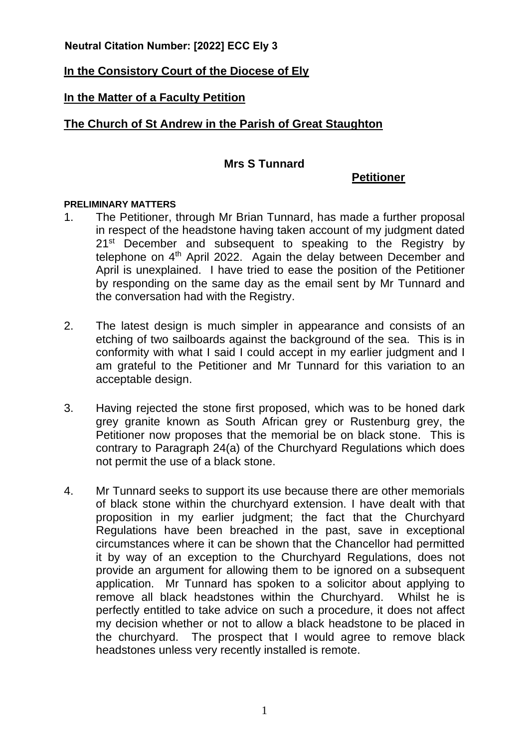**Neutral Citation Number: [2022] ECC Ely 3**

**In the Consistory Court of the Diocese of Ely**

**In the Matter of a Faculty Petition**

**The Church of St Andrew in the Parish of Great Staughton**

**Mrs S Tunnard**

**Petitioner**

**PRELIMINARY MATTERS**

1. The Petitioner, through Mr Brian Tunnard, has made a further proposal in respect of the headstone having taken account of my judgment dated 21st December and subsequent to speaking to the Registry by telephone on 4th April 2022. Again the delay between December and April is unexplained. I have tried to ease the position of the Petitioner by responding on the same day as the email sent by Mr Tunnard and the conversation had with the Registry.

2. The latest design is much simpler in appearance and consists of an etching of two sailboards against the background of the sea. This is in conformity with what I said I could accept in my earlier judgment and I am grateful to the Petitioner and Mr Tunnard for this variation to an acceptable design.

3. Having rejected the stone first proposed, which was to be honed dark grey granite known as South African grey or Rustenburg grey, the Petitioner now proposes that the memorial be on black stone. This is contrary to Paragraph 24(a) of the Churchyard Regulations which does not permit the use of a black stone.

4. Mr Tunnard seeks to support its use because there are other memorials of black stone within the churchyard extension. I have dealt with that proposition in my earlier judgment; the fact that the Churchyard Regulations have been breached in the past, save in exceptional circumstances where it can be shown that the Chancellor had permitted it by way of an exception to the Churchyard Regulations, does not provide an argument for allowing them to be ignored on a subsequent application. Mr Tunnard has spoken to a solicitor about applying to remove all black headstones within the Churchyard. Whilst he is perfectly entitled to take advice on such a procedure, it does not affect my decision whether or not to allow a black headstone to be placed in the churchyard. The prospect that I would agree to remove black headstones unless very recently installed is remote.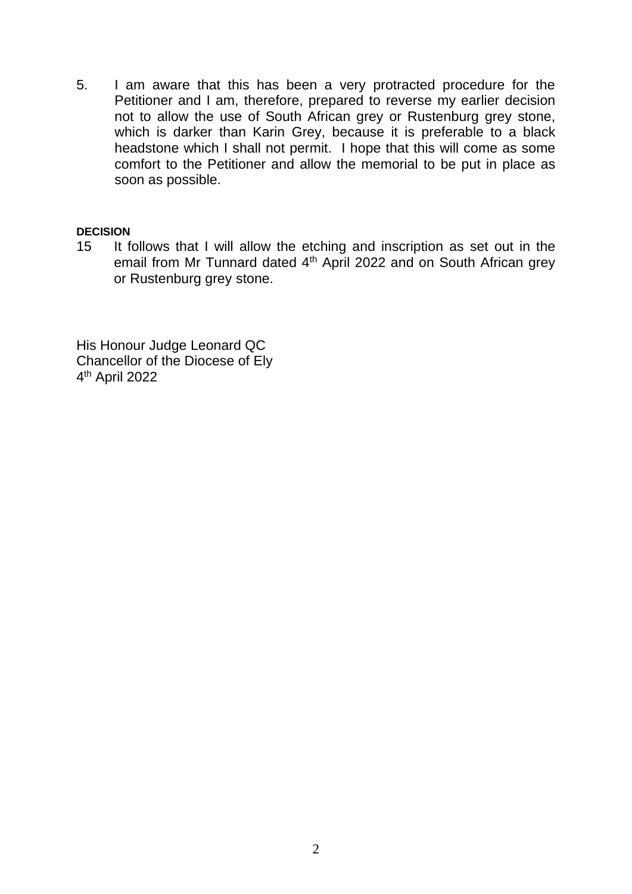5. I am aware that this has been a very protracted procedure for the Petitioner and I am, therefore, prepared to reverse my earlier decision not to allow the use of South African grey or Rustenburg grey stone, which is darker than Karin Grey, because it is preferable to a black headstone which I shall not permit. I hope that this will come as some comfort to the Petitioner and allow the memorial to be put in place as soon as possible.

**DECISION**

15 It follows that I will allow the etching and inscription as set out in the email from Mr Tunnard dated 4th April 2022 and on South African grey or Rustenburg grey stone.

His Honour Judge Leonard QC
Chancellor of the Diocese of Ely
4th April 2022